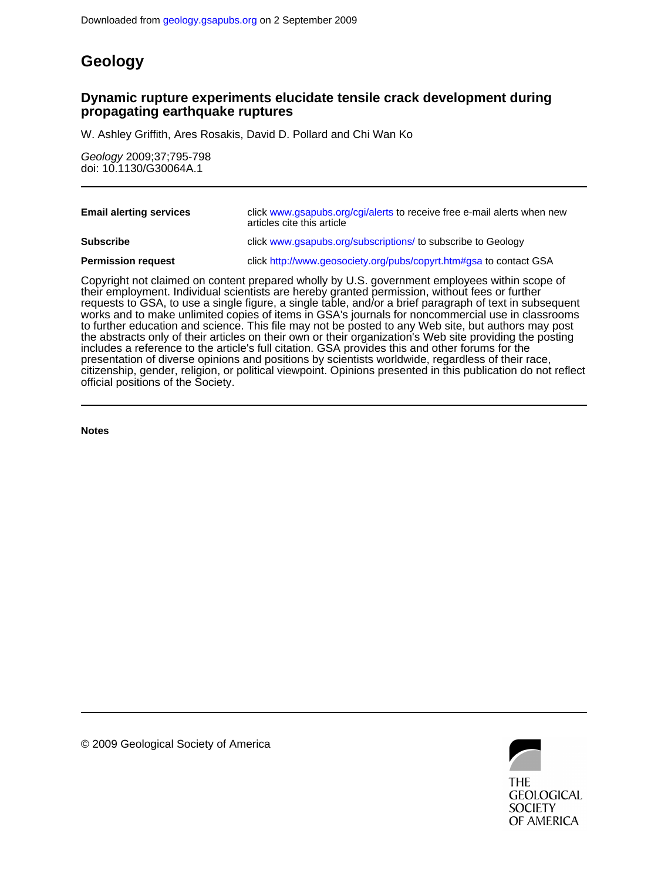Downloaded from geology.gsapubs.org on 2 September 2009

# Geology

## Dynamic rupture experiments elucidate tensile crack development during propagating earthquake ruptures

W. Ashley Griffith, Ares Rosakis, David D. Pollard and Chi Wan Ko

*Geology* 2009;37;795-798
doi: 10.1130/G30064A.1

| | |
|---|---|
| **Email alerting services** | click www.gsapubs.org/cgi/alerts to receive free e-mail alerts when new articles cite this article |
| **Subscribe** | click www.gsapubs.org/subscriptions/ to subscribe to Geology |
| **Permission request** | click http://www.geosociety.org/pubs/copyrt.htm#gsa to contact GSA |

Copyright not claimed on content prepared wholly by U.S. government employees within scope of their employment. Individual scientists are hereby granted permission, without fees or further requests to GSA, to use a single figure, a single table, and/or a brief paragraph of text in subsequent works and to make unlimited copies of items in GSA's journals for noncommercial use in classrooms to further education and science. This file may not be posted to any Web site, but authors may post the abstracts only of their articles on their own or their organization's Web site providing the posting includes a reference to the article's full citation. GSA provides this and other forums for the presentation of diverse opinions and positions by scientists worldwide, regardless of their race, citizenship, gender, religion, or political viewpoint. Opinions presented in this publication do not reflect official positions of the Society.

**Notes**

© 2009 Geological Society of America

THE GEOLOGICAL SOCIETY OF AMERICA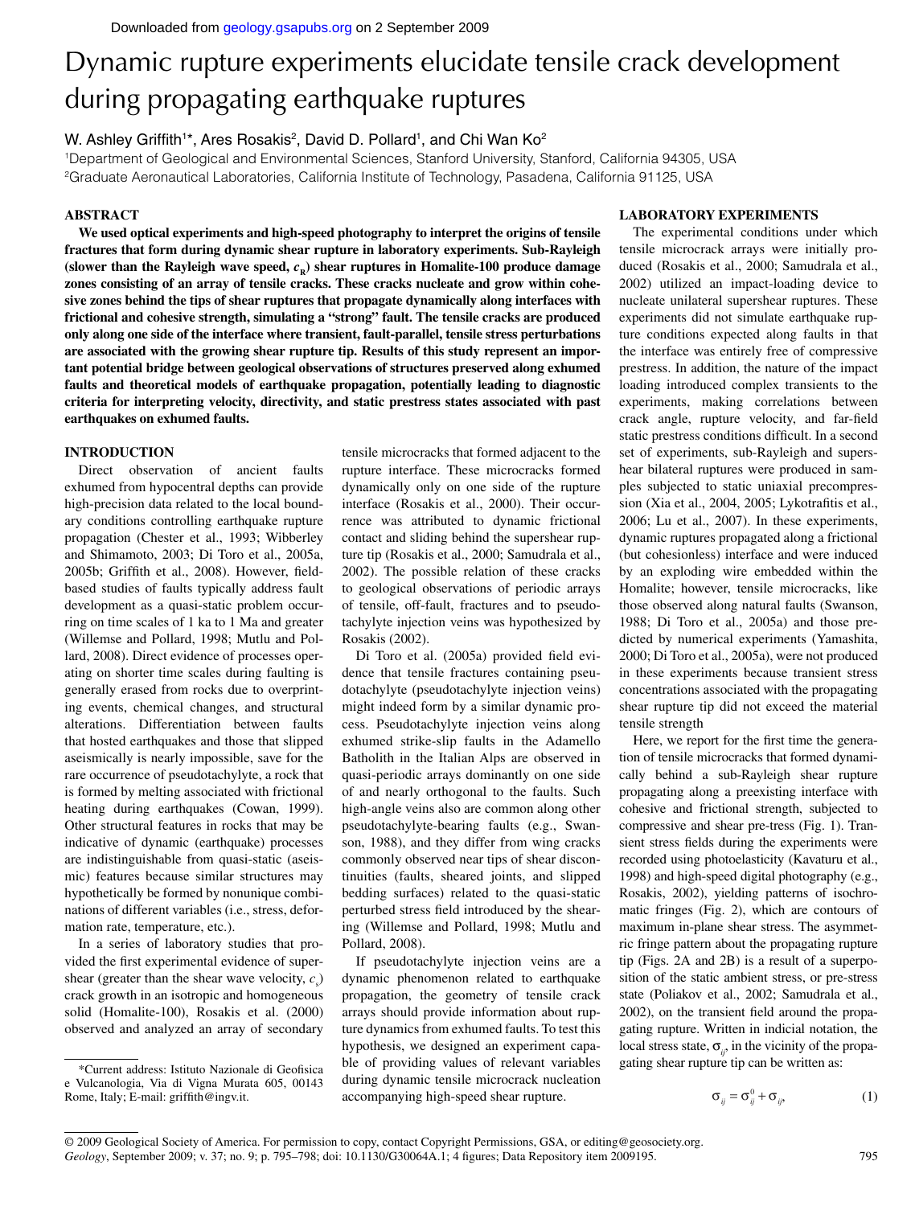Downloaded from geology.gsapubs.org on 2 September 2009

# Dynamic rupture experiments elucidate tensile crack development during propagating earthquake ruptures

W. Ashley Griffith[1]*, Ares Rosakis[2], David D. Pollard[1], and Chi Wan Ko[2]

[1]Department of Geological and Environmental Sciences, Stanford University, Stanford, California 94305, USA

[2]Graduate Aeronautical Laboratories, California Institute of Technology, Pasadena, California 91125, USA

## ABSTRACT

**We used optical experiments and high-speed photography to interpret the origins of tensile fractures that form during dynamic shear rupture in laboratory experiments. Sub-Rayleigh (slower than the Rayleigh wave speed, $c_R$) shear ruptures in Homalite-100 produce damage zones consisting of an array of tensile cracks. These cracks nucleate and grow within cohesive zones behind the tips of shear ruptures that propagate dynamically along interfaces with frictional and cohesive strength, simulating a "strong" fault. The tensile cracks are produced only along one side of the interface where transient, fault-parallel, tensile stress perturbations are associated with the growing shear rupture tip. Results of this study represent an important potential bridge between geological observations of structures preserved along exhumed faults and theoretical models of earthquake propagation, potentially leading to diagnostic criteria for interpreting velocity, directivity, and static prestress states associated with past earthquakes on exhumed faults.**

## INTRODUCTION

Direct observation of ancient faults exhumed from hypocentral depths can provide high-precision data related to the local boundary conditions controlling earthquake rupture propagation (Chester et al., 1993; Wibberley and Shimamoto, 2003; Di Toro et al., 2005a, 2005b; Griffith et al., 2008). However, field-based studies of faults typically address fault development as a quasi-static problem occurring on time scales of 1 ka to 1 Ma and greater (Willemse and Pollard, 1998; Mutlu and Pollard, 2008). Direct evidence of processes operating on shorter time scales during faulting is generally erased from rocks due to overprinting events, chemical changes, and structural alterations. Differentiation between faults that hosted earthquakes and those that slipped aseismically is nearly impossible, save for the rare occurrence of pseudotachylyte, a rock that is formed by melting associated with frictional heating during earthquakes (Cowan, 1999). Other structural features in rocks that may be indicative of dynamic (earthquake) processes are indistinguishable from quasi-static (aseismic) features because similar structures may hypothetically be formed by nonunique combinations of different variables (i.e., stress, deformation rate, temperature, etc.).

In a series of laboratory studies that provided the first experimental evidence of supershear (greater than the shear wave velocity, $c_s$) crack growth in an isotropic and homogeneous solid (Homalite-100), Rosakis et al. (2000) observed and analyzed an array of secondary tensile microcracks that formed adjacent to the rupture interface. These microcracks formed dynamically only on one side of the rupture interface (Rosakis et al., 2000). Their occurrence was attributed to dynamic frictional contact and sliding behind the supershear rupture tip (Rosakis et al., 2000; Samudrala et al., 2002). The possible relation of these cracks to geological observations of periodic arrays of tensile, off-fault, fractures and to pseudotachylyte injection veins was hypothesized by Rosakis (2002).

Di Toro et al. (2005a) provided field evidence that tensile fractures containing pseudotachylyte (pseudotachylyte injection veins) might indeed form by a similar dynamic process. Pseudotachylyte injection veins along exhumed strike-slip faults in the Adamello Batholith in the Italian Alps are observed in quasi-periodic arrays dominantly on one side of and nearly orthogonal to the faults. Such high-angle veins also are common along other pseudotachylyte-bearing faults (e.g., Swanson, 1988), and they differ from wing cracks commonly observed near tips of shear discontinuities (faults, sheared joints, and slipped bedding surfaces) related to the quasi-static perturbed stress field introduced by the shearing (Willemse and Pollard, 1998; Mutlu and Pollard, 2008).

If pseudotachylyte injection veins are a dynamic phenomenon related to earthquake propagation, the geometry of tensile crack arrays should provide information about rupture dynamics from exhumed faults. To test this hypothesis, we designed an experiment capable of providing values of relevant variables during dynamic tensile microcrack nucleation accompanying high-speed shear rupture.

## LABORATORY EXPERIMENTS

The experimental conditions under which tensile microcrack arrays were initially produced (Rosakis et al., 2000; Samudrala et al., 2002) utilized an impact-loading device to nucleate unilateral supershear ruptures. These experiments did not simulate earthquake rupture conditions expected along faults in that the interface was entirely free of compressive prestress. In addition, the nature of the impact loading introduced complex transients to the experiments, making correlations between crack angle, rupture velocity, and far-field static prestress conditions difficult. In a second set of experiments, sub-Rayleigh and supershear bilateral ruptures were produced in samples subjected to static uniaxial precompression (Xia et al., 2004, 2005; Lykotrafitis et al., 2006; Lu et al., 2007). In these experiments, dynamic ruptures propagated along a frictional (but cohesionless) interface and were induced by an exploding wire embedded within the Homalite; however, tensile microcracks, like those observed along natural faults (Swanson, 1988; Di Toro et al., 2005a) and those predicted by numerical experiments (Yamashita, 2000; Di Toro et al., 2005a), were not produced in these experiments because transient stress concentrations associated with the propagating shear rupture tip did not exceed the material tensile strength

Here, we report for the first time the generation of tensile microcracks that formed dynamically behind a sub-Rayleigh shear rupture propagating along a preexisting interface with cohesive and frictional strength, subjected to compressive and shear pre-tress (Fig. 1). Transient stress fields during the experiments were recorded using photoelasticity (Kavaturu et al., 1998) and high-speed digital photography (e.g., Rosakis, 2002), yielding patterns of isochromatic fringes (Fig. 2), which are contours of maximum in-plane shear stress. The asymmetric fringe pattern about the propagating rupture tip (Figs. 2A and 2B) is a result of a superposition of the static ambient stress, or pre-stress state (Poliakov et al., 2002; Samudrala et al., 2002), on the transient field around the propagating rupture. Written in indicial notation, the local stress state, $\sigma_{ij}$, in the vicinity of the propagating shear rupture tip can be written as:

$$\sigma_{ij} = \sigma_{ij}^0 + \sigma_{ij}, \tag{1}$$

*Current address: Istituto Nazionale di Geofisica e Vulcanologia, Via di Vigna Murata 605, 00143 Rome, Italy; E-mail: griffith@ingv.it.

© 2009 Geological Society of America. For permission to copy, contact Copyright Permissions, GSA, or editing@geosociety.org.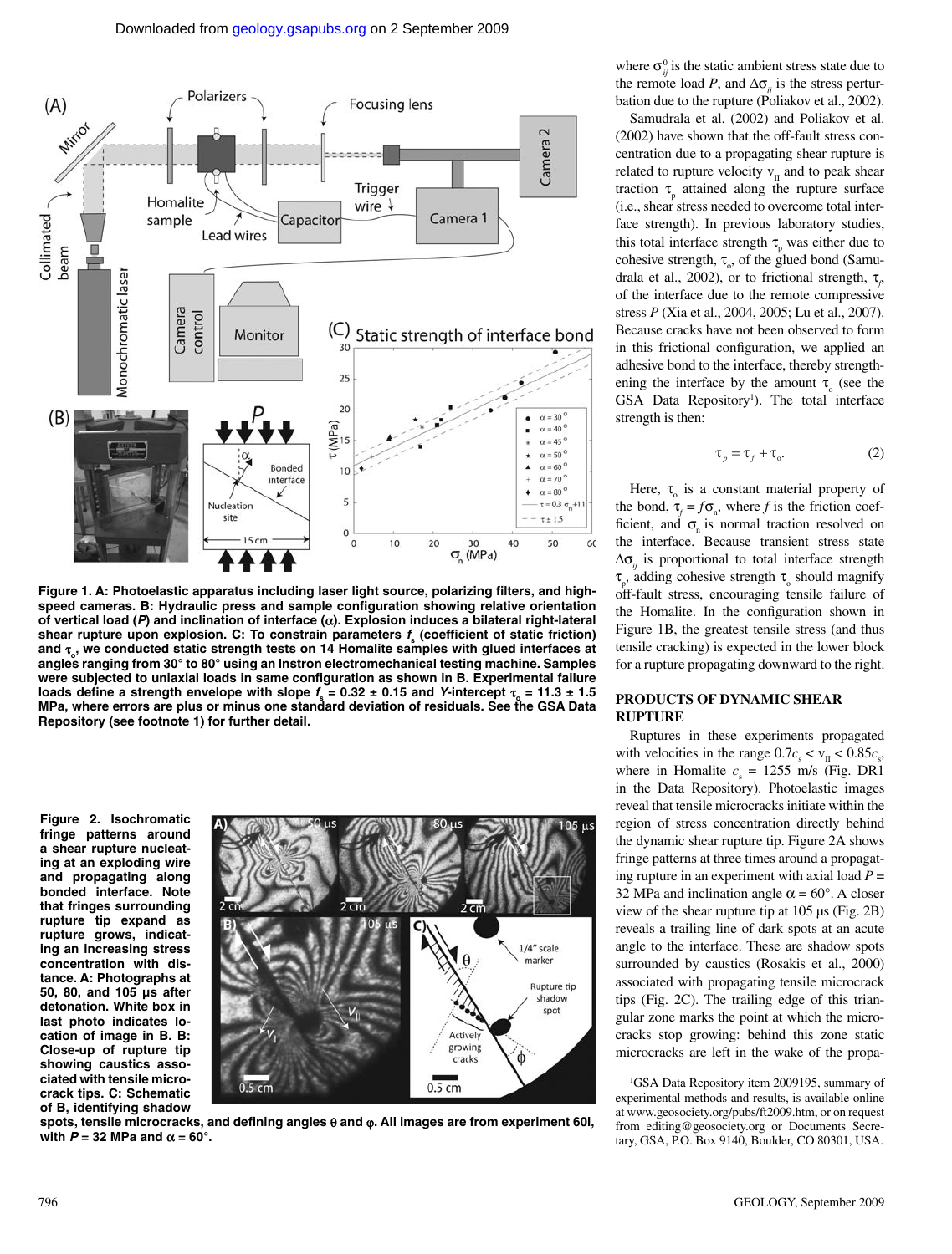Figure 1. A: Photoelastic apparatus including laser light source, polarizing filters, and high-speed cameras. B: Hydraulic press and sample configuration showing relative orientation of vertical load (*P*) and inclination of interface (α). Explosion induces a bilateral right-lateral shear rupture upon explosion. C: To constrain parameters $f_s$ (coefficient of static friction) and $\tau_o$, we conducted static strength tests on 14 Homalite samples with glued interfaces at angles ranging from 30° to 80° using an Instron electromechanical testing machine. Samples were subjected to uniaxial loads in same configuration as shown in B. Experimental failure loads define a strength envelope with slope $f_s = 0.32 \pm 0.15$ and *Y*-intercept $\tau_o = 11.3 \pm 1.5$ MPa, where errors are plus or minus one standard deviation of residuals. See the GSA Data Repository (see footnote 1) for further detail.

Figure 2. Isochromatic fringe patterns around a shear rupture nucleating at an exploding wire and propagating along bonded interface. Note that fringes surrounding rupture tip expand as rupture grows, indicating an increasing stress concentration with distance. A: Photographs at 50, 80, and 105 μs after detonation. White box in last photo indicates location of image in B. B: Close-up of rupture tip showing caustics associated with tensile microcrack tips. C: Schematic of B, identifying shadow spots, tensile microcracks, and defining angles θ and φ. All images are from experiment 60I, with *P* = 32 MPa and α = 60°.

where $\sigma_{ij}^0$ is the static ambient stress state due to the remote load *P*, and $\Delta\sigma_{ij}$ is the stress perturbation due to the rupture (Poliakov et al., 2002).

Samudrala et al. (2002) and Poliakov et al. (2002) have shown that the off-fault stress concentration due to a propagating shear rupture is related to rupture velocity $v_{II}$ and to peak shear traction $\tau_p$ attained along the rupture surface (i.e., shear stress needed to overcome total interface strength). In previous laboratory studies, this total interface strength $\tau_p$ was either due to cohesive strength, $\tau_o$, of the glued bond (Samudrala et al., 2002), or to frictional strength, $\tau_f$, of the interface due to the remote compressive stress *P* (Xia et al., 2004, 2005; Lu et al., 2007). Because cracks have not been observed to form in this frictional configuration, we applied an adhesive bond to the interface, thereby strengthening the interface by the amount $\tau_o$ (see the GSA Data Repository[1]). The total interface strength is then:

$$\tau_p = \tau_f + \tau_o. \tag{2}$$

Here, $\tau_o$ is a constant material property of the bond, $\tau_f = f\sigma_n$, where *f* is the friction coefficient, and $\sigma_n$ is normal traction resolved on the interface. Because transient stress state $\Delta\sigma_{ij}$ is proportional to total interface strength $\tau_p$, adding cohesive strength $\tau_o$ should magnify off-fault stress, encouraging tensile failure of the Homalite. In the configuration shown in Figure 1B, the greatest tensile stress (and thus tensile cracking) is expected in the lower block for a rupture propagating downward to the right.

## PRODUCTS OF DYNAMIC SHEAR RUPTURE

Ruptures in these experiments propagated with velocities in the range $0.7c_s < v_{II} < 0.85c_s$, where in Homalite $c_s$ = 1255 m/s (Fig. DR1 in the Data Repository). Photoelastic images reveal that tensile microcracks initiate within the region of stress concentration directly behind the dynamic shear rupture tip. Figure 2A shows fringe patterns at three times around a propagating rupture in an experiment with axial load *P* = 32 MPa and inclination angle α = 60°. A closer view of the shear rupture tip at 105 μs (Fig. 2B) reveals a trailing line of dark spots at an acute angle to the interface. These are shadow spots surrounded by caustics (Rosakis et al., 2000) associated with propagating tensile microcrack tips (Fig. 2C). The trailing edge of this triangular zone marks the point at which the microcracks stop growing: behind this zone static microcracks are left in the wake of the propa-

[1]GSA Data Repository item 2009195, summary of experimental methods and results, is available online at www.geosociety.org/pubs/ft2009.htm, or on request from editing@geosociety.org or Documents Secretary, GSA, P.O. Box 9140, Boulder, CO 80301, USA.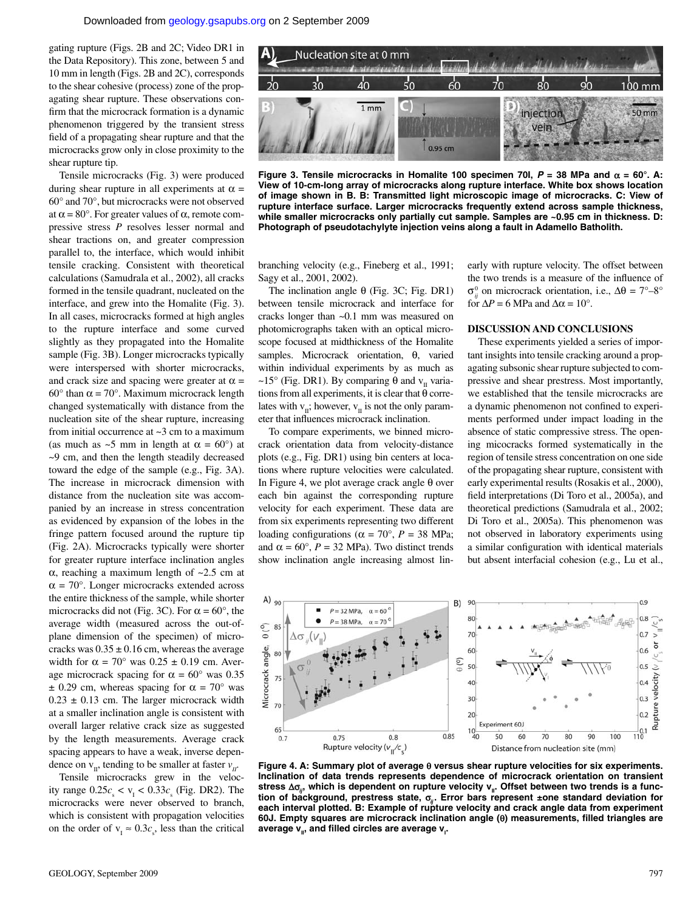gating rupture (Figs. 2B and 2C; Video DR1 in the Data Repository). This zone, between 5 and 10 mm in length (Figs. 2B and 2C), corresponds to the shear cohesive (process) zone of the propagating shear rupture. These observations confirm that the microcrack formation is a dynamic phenomenon triggered by the transient stress field of a propagating shear rupture and that the microcracks grow only in close proximity to the shear rupture tip.

Tensile microcracks (Fig. 3) were produced during shear rupture in all experiments at $\alpha = 60°$ and $70°$, but microcracks were not observed at $\alpha = 80°$. For greater values of $\alpha$, remote compressive stress $P$ resolves lesser normal and shear tractions on, and greater compression parallel to, the interface, which would inhibit tensile cracking. Consistent with theoretical calculations (Samudrala et al., 2002), all cracks formed in the tensile quadrant, nucleated on the interface, and grew into the Homalite (Fig. 3). In all cases, microcracks formed at high angles to the rupture interface and some curved slightly as they propagated into the Homalite sample (Fig. 3B). Longer microcracks typically were interspersed with shorter microcracks, and crack size and spacing were greater at $\alpha = 60°$ than $\alpha = 70°$. Maximum microcrack length changed systematically with distance from the nucleation site of the shear rupture, increasing from initial occurrence at ~3 cm to a maximum (as much as ~5 mm in length at $\alpha = 60°$) at ~9 cm, and then the length steadily decreased toward the edge of the sample (e.g., Fig. 3A). The increase in microcrack dimension with distance from the nucleation site was accompanied by an increase in stress concentration as evidenced by expansion of the lobes in the fringe pattern focused around the rupture tip (Fig. 2A). Microcracks typically were shorter for greater rupture interface inclination angles $\alpha$, reaching a maximum length of ~2.5 cm at $\alpha = 70°$. Longer microcracks extended across the entire thickness of the sample, while shorter microcracks did not (Fig. 3C). For $\alpha = 60°$, the average width (measured across the out-of-plane dimension of the specimen) of microcracks was $0.35 \pm 0.16$ cm, whereas the average width for $\alpha = 70°$ was $0.25 \pm 0.19$ cm. Average microcrack spacing for $\alpha = 60°$ was $0.35 \pm 0.29$ cm, whereas spacing for $\alpha = 70°$ was $0.23 \pm 0.13$ cm. The larger microcrack width at a smaller inclination angle is consistent with overall larger relative crack size as suggested by the length measurements. Average crack spacing appears to have a weak, inverse dependence on $v_{II}$, tending to be smaller at faster $v_{II}$.

Tensile microcracks grew in the velocity range $0.25c_s < v_I < 0.33c_s$ (Fig. DR2). The microcracks were never observed to branch, which is consistent with propagation velocities on the order of $v_I \approx 0.3c_s$, less than the critical branching velocity (e.g., Fineberg et al., 1991; Sagy et al., 2001, 2002).

**Figure 3. Tensile microcracks in Homalite 100 specimen 70I, $P$ = 38 MPa and $\alpha = 60°$. A: View of 10-cm-long array of microcracks along rupture interface. White box shows location of image shown in B. B: Transmitted light microscopic image of microcracks. C: View of rupture interface surface. Larger microcracks frequently extend across sample thickness, while smaller microcracks only partially cut sample. Samples are ~0.95 cm in thickness. D: Photograph of pseudotachylyte injection veins along a fault in Adamello Batholith.**

The inclination angle $\theta$ (Fig. 3C; Fig. DR1) between tensile microcrack and interface for cracks longer than ~0.1 mm was measured on photomicrographs taken with an optical microscope focused at midthickness of the Homalite samples. Microcrack orientation, $\theta$, varied within individual experiments by as much as ~15° (Fig. DR1). By comparing $\theta$ and $v_{II}$ variations from all experiments, it is clear that $\theta$ correlates with $v_{II}$; however, $v_{II}$ is not the only parameter that influences microcrack inclination.

To compare experiments, we binned microcrack orientation data from velocity-distance plots (e.g., Fig. DR1) using bin centers at locations where rupture velocities were calculated. In Figure 4, we plot average crack angle $\theta$ over each bin against the corresponding rupture velocity for each experiment. These data are from six experiments representing two different loading configurations ($\alpha = 70°$, $P$ = 38 MPa; and $\alpha = 60°$, $P$ = 32 MPa). Two distinct trends show inclination angle increasing almost linearly with rupture velocity. The offset between the two trends is a measure of the influence of $\sigma_{ij}^0$ on microcrack orientation, i.e., $\Delta\theta = 7°–8°$ for $\Delta P$ = 6 MPa and $\Delta\alpha = 10°$.

**Figure 4. A: Summary plot of average $\theta$ versus shear rupture velocities for six experiments. Inclination of data trends represents dependence of microcrack orientation on transient stress $\Delta\sigma_{ij}$, which is dependent on rupture velocity $v_{II}$. Offset between two trends is a function of background, prestress state, $\sigma_{ij}$. Error bars represent ±one standard deviation for each interval plotted. B: Example of rupture velocity and crack angle data from experiment 60J. Empty squares are microcrack inclination angle ($\theta$) measurements, filled triangles are average $v_{II}$, and filled circles are average $v_I$.**

## DISCUSSION AND CONCLUSIONS

These experiments yielded a series of important insights into tensile cracking around a propagating subsonic shear rupture subjected to compressive and shear prestress. Most importantly, we established that the tensile microcracks are a dynamic phenomenon not confined to experiments performed under impact loading in the absence of static compressive stress. The opening micocracks formed systematically in the region of tensile stress concentration on one side of the propagating shear rupture, consistent with early experimental results (Rosakis et al., 2000), field interpretations (Di Toro et al., 2005a), and theoretical predictions (Samudrala et al., 2002; Di Toro et al., 2005a). This phenomenon was not observed in laboratory experiments using a similar configuration with identical materials but absent interfacial cohesion (e.g., Lu et al.,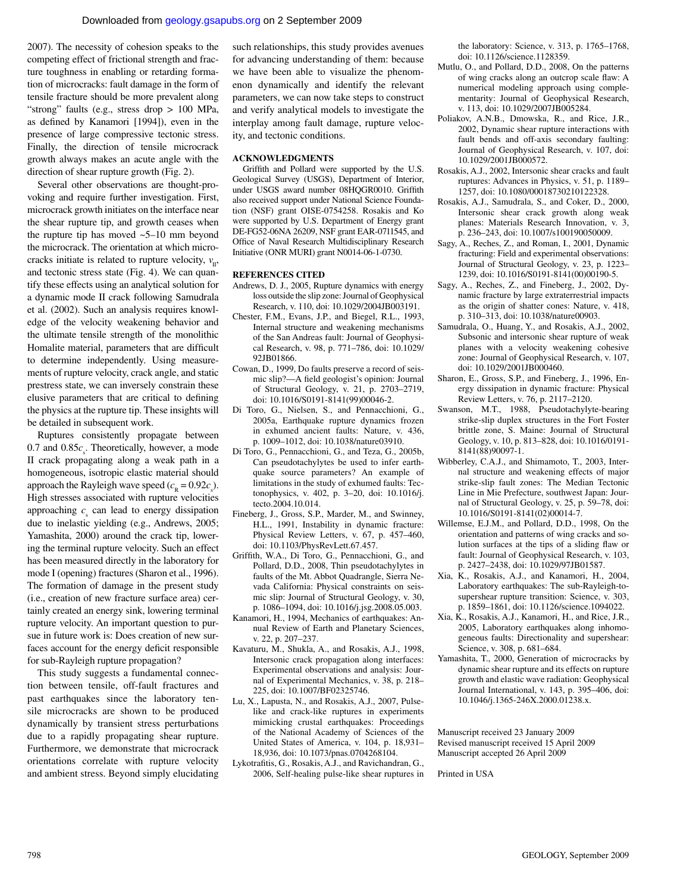2007). The necessity of cohesion speaks to the competing effect of frictional strength and fracture toughness in enabling or retarding formation of microcracks: fault damage in the form of tensile fracture should be more prevalent along "strong" faults (e.g., stress drop > 100 MPa, as defined by Kanamori [1994]), even in the presence of large compressive tectonic stress. Finally, the direction of tensile microcrack growth always makes an acute angle with the direction of shear rupture growth (Fig. 2).

Several other observations are thought-provoking and require further investigation. First, microcrack growth initiates on the interface near the shear rupture tip, and growth ceases when the rupture tip has moved ~5–10 mm beyond the microcrack. The orientation at which microcracks initiate is related to rupture velocity, $v_{II}$, and tectonic stress state (Fig. 4). We can quantify these effects using an analytical solution for a dynamic mode II crack following Samudrala et al. (2002). Such an analysis requires knowledge of the velocity weakening behavior and the ultimate tensile strength of the monolithic Homalite material, parameters that are difficult to determine independently. Using measurements of rupture velocity, crack angle, and static prestress state, we can inversely constrain these elusive parameters that are critical to defining the physics at the rupture tip. These insights will be detailed in subsequent work.

Ruptures consistently propagate between 0.7 and $0.85c_s$. Theoretically, however, a mode II crack propagating along a weak path in a homogeneous, isotropic elastic material should approach the Rayleigh wave speed ($c_R = 0.92c_s$). High stresses associated with rupture velocities approaching $c_s$ can lead to energy dissipation due to inelastic yielding (e.g., Andrews, 2005; Yamashita, 2000) around the crack tip, lowering the terminal rupture velocity. Such an effect has been measured directly in the laboratory for mode I (opening) fractures (Sharon et al., 1996). The formation of damage in the present study (i.e., creation of new fracture surface area) certainly created an energy sink, lowering terminal rupture velocity. An important question to pursue in future work is: Does creation of new surfaces account for the energy deficit responsible for sub-Rayleigh rupture propagation?

This study suggests a fundamental connection between tensile, off-fault fractures and past earthquakes since the laboratory tensile microcracks are shown to be produced dynamically by transient stress perturbations due to a rapidly propagating shear rupture. Furthermore, we demonstrate that microcrack orientations correlate with rupture velocity and ambient stress. Beyond simply elucidating such relationships, this study provides avenues for advancing understanding of them: because we have been able to visualize the phenomenon dynamically and identify the relevant parameters, we can now take steps to construct and verify analytical models to investigate the interplay among fault damage, rupture velocity, and tectonic conditions.

## ACKNOWLEDGMENTS

Griffith and Pollard were supported by the U.S. Geological Survey (USGS), Department of Interior, under USGS award number 08HQGR0010. Griffith also received support under National Science Foundation (NSF) grant OISE-0754258. Rosakis and Ko were supported by U.S. Department of Energy grant DE-FG52-06NA 26209, NSF grant EAR-0711545, and Office of Naval Research Multidisciplinary Research Initiative (ONR MURI) grant N0014-06-1-0730.

## REFERENCES CITED

Andrews, D. J., 2005, Rupture dynamics with energy loss outside the slip zone: Journal of Geophysical Research, v. 110, doi: 10.1029/2004JB003191.

Chester, F.M., Evans, J.P., and Biegel, R.L., 1993, Internal structure and weakening mechanisms of the San Andreas fault: Journal of Geophysical Research, v. 98, p. 771–786, doi: 10.1029/92JB01866.

Cowan, D., 1999, Do faults preserve a record of seismic slip?—A field geologist's opinion: Journal of Structural Geology, v. 21, p. 2703–2719, doi: 10.1016/S0191-8141(99)00046-2.

Di Toro, G., Nielsen, S., and Pennacchioni, G., 2005a, Earthquake rupture dynamics frozen in exhumed ancient faults: Nature, v. 436, p. 1009–1012, doi: 10.1038/nature03910.

Di Toro, G., Pennacchioni, G., and Teza, G., 2005b, Can pseudotachylytes be used to infer earthquake source parameters? An example of limitations in the study of exhumed faults: Tectonophysics, v. 402, p. 3–20, doi: 10.1016/j.tecto.2004.10.014.

Fineberg, J., Gross, S.P., Marder, M., and Swinney, H.L., 1991, Instability in dynamic fracture: Physical Review Letters, v. 67, p. 457–460, doi: 10.1103/PhysRevLett.67.457.

Griffith, W.A., Di Toro, G., Pennacchioni, G., and Pollard, D.D., 2008, Thin pseudotachylytes in faults of the Mt. Abbot Quadrangle, Sierra Nevada California: Physical constraints on seismic slip: Journal of Structural Geology, v. 30, p. 1086–1094, doi: 10.1016/j.jsg.2008.05.003.

Kanamori, H., 1994, Mechanics of earthquakes: Annual Review of Earth and Planetary Sciences, v. 22, p. 207–237.

Kavaturu, M., Shukla, A., and Rosakis, A.J., 1998, Intersonic crack propagation along interfaces: Experimental observations and analysis: Journal of Experimental Mechanics, v. 38, p. 218–225, doi: 10.1007/BF02325746.

Lu, X., Lapusta, N., and Rosakis, A.J., 2007, Pulse-like and crack-like ruptures in experiments mimicking crustal earthquakes: Proceedings of the National Academy of Sciences of the United States of America, v. 104, p. 18,931–18,936, doi: 10.1073/pnas.0704268104.

Lykotrafitis, G., Rosakis, A.J., and Ravichandran, G., 2006, Self-healing pulse-like shear ruptures in the laboratory: Science, v. 313, p. 1765–1768, doi: 10.1126/science.1128359.

Mutlu, O., and Pollard, D.D., 2008, On the patterns of wing cracks along an outcrop scale flaw: A numerical modeling approach using complementarity: Journal of Geophysical Research, v. 113, doi: 10.1029/2007JB005284.

Poliakov, A.N.B., Dmowska, R., and Rice, J.R., 2002, Dynamic shear rupture interactions with fault bends and off-axis secondary faulting: Journal of Geophysical Research, v. 107, doi: 10.1029/2001JB000572.

Rosakis, A.J., 2002, Intersonic shear cracks and fault ruptures: Advances in Physics, v. 51, p. 1189–1257, doi: 10.1080/00018730210122328.

Rosakis, A.J., Samudrala, S., and Coker, D., 2000, Intersonic shear crack growth along weak planes: Materials Research Innovation, v. 3, p. 236–243, doi: 10.1007/s100190050009.

Sagy, A., Reches, Z., and Roman, I., 2001, Dynamic fracturing: Field and experimental observations: Journal of Structural Geology, v. 23, p. 1223–1239, doi: 10.1016/S0191-8141(00)00190-5.

Sagy, A., Reches, Z., and Fineberg, J., 2002, Dynamic fracture by large extraterrestrial impacts as the origin of shatter cones: Nature, v. 418, p. 310–313, doi: 10.1038/nature00903.

Samudrala, O., Huang, Y., and Rosakis, A.J., 2002, Subsonic and intersonic shear rupture of weak planes with a velocity weakening cohesive zone: Journal of Geophysical Research, v. 107, doi: 10.1029/2001JB000460.

Sharon, E., Gross, S.P., and Fineberg, J., 1996, Energy dissipation in dynamic fracture: Physical Review Letters, v. 76, p. 2117–2120.

Swanson, M.T., 1988, Pseudotachylyte-bearing strike-slip duplex structures in the Fort Foster brittle zone, S. Maine: Journal of Structural Geology, v. 10, p. 813–828, doi: 10.1016/0191-8141(88)90097-1.

Wibberley, C.A.J., and Shimamoto, T., 2003, Internal structure and weakening effects of major strike-slip fault zones: The Median Tectonic Line in Mie Prefecture, southwest Japan: Journal of Structural Geology, v. 25, p. 59–78, doi: 10.1016/S0191-8141(02)00014-7.

Willemse, E.J.M., and Pollard, D.D., 1998, On the orientation and patterns of wing cracks and solution surfaces at the tips of a sliding flaw or fault: Journal of Geophysical Research, v. 103, p. 2427–2438, doi: 10.1029/97JB01587.

Xia, K., Rosakis, A.J., and Kanamori, H., 2004, Laboratory earthquakes: The sub-Rayleigh-to-supershear rupture transition: Science, v. 303, p. 1859–1861, doi: 10.1126/science.1094022.

Xia, K., Rosakis, A.J., Kanamori, H., and Rice, J.R., 2005, Laboratory earthquakes along inhomogeneous faults: Directionality and supershear: Science, v. 308, p. 681–684.

Yamashita, T., 2000, Generation of microcracks by dynamic shear rupture and its effects on rupture growth and elastic wave radiation: Geophysical Journal International, v. 143, p. 395–406, doi: 10.1046/j.1365-246X.2000.01238.x.

Manuscript received 23 January 2009
Revised manuscript received 15 April 2009
Manuscript accepted 26 April 2009

Printed in USA